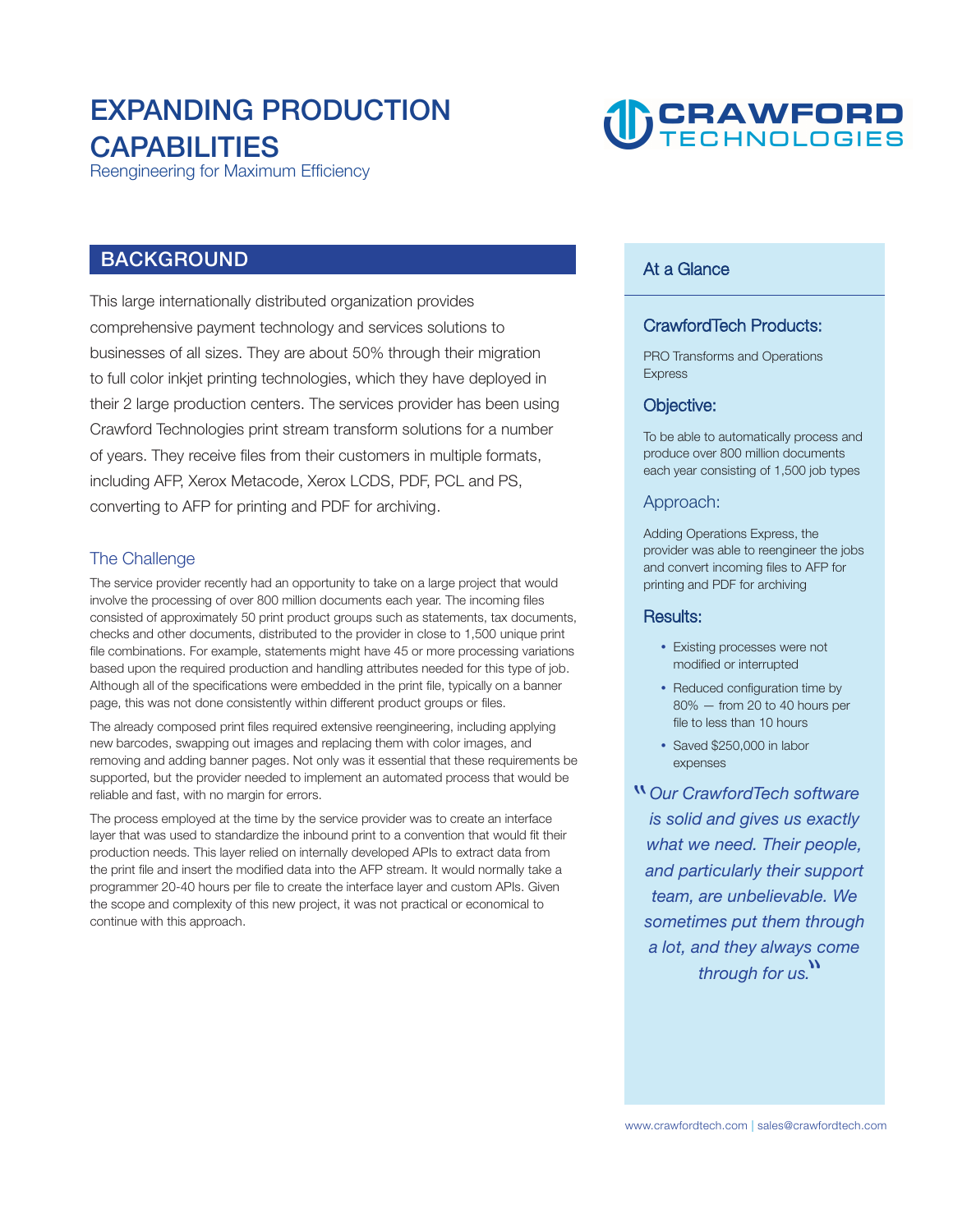# EXPANDING PRODUCTION CAPABILITIES

Reengineering for Maximum Efficiency

CRAWFORD TECHNOLOGIES

## BACKGROUND

This large internationally distributed organization provides comprehensive payment technology and services solutions to businesses of all sizes. They are about 50% through their migration to full color inkjet printing technologies, which they have deployed in their 2 large production centers. The services provider has been using Crawford Technologies print stream transform solutions for a number of years. They receive files from their customers in multiple formats, including AFP, Xerox Metacode, Xerox LCDS, PDF, PCL and PS, converting to AFP for printing and PDF for archiving.

### The Challenge

The service provider recently had an opportunity to take on a large project that would involve the processing of over 800 million documents each year. The incoming files consisted of approximately 50 print product groups such as statements, tax documents, checks and other documents, distributed to the provider in close to 1,500 unique print file combinations. For example, statements might have 45 or more processing variations based upon the required production and handling attributes needed for this type of job. Although all of the specifications were embedded in the print file, typically on a banner page, this was not done consistently within different product groups or files.

The already composed print files required extensive reengineering, including applying new barcodes, swapping out images and replacing them with color images, and removing and adding banner pages. Not only was it essential that these requirements be supported, but the provider needed to implement an automated process that would be reliable and fast, with no margin for errors.

The process employed at the time by the service provider was to create an interface layer that was used to standardize the inbound print to a convention that would fit their production needs. This layer relied on internally developed APIs to extract data from the print file and insert the modified data into the AFP stream. It would normally take a programmer 20-40 hours per file to create the interface layer and custom APIs. Given the scope and complexity of this new project, it was not practical or economical to continue with this approach.

## At a Glance

### CrawfordTech Products:

PRO Transforms and Operations Express

### Objective:

To be able to automatically process and produce over 800 million documents each year consisting of 1,500 job types

### Approach:

Adding Operations Express, the provider was able to reengineer the jobs and convert incoming files to AFP for printing and PDF for archiving

### Results:

- Existing processes were not modified or interrupted
- Reduced configuration time by 80% — from 20 to 40 hours per file to less than 10 hours
- Saved $250,000 in labor expenses

*"Our CrawfordTech software is solid and gives us exactly what we need. Their people, and particularly their support team, are unbelievable. We sometimes put them through a lot, and they always come through for us."*

www.crawfordtech.com | sales@crawfordtech.com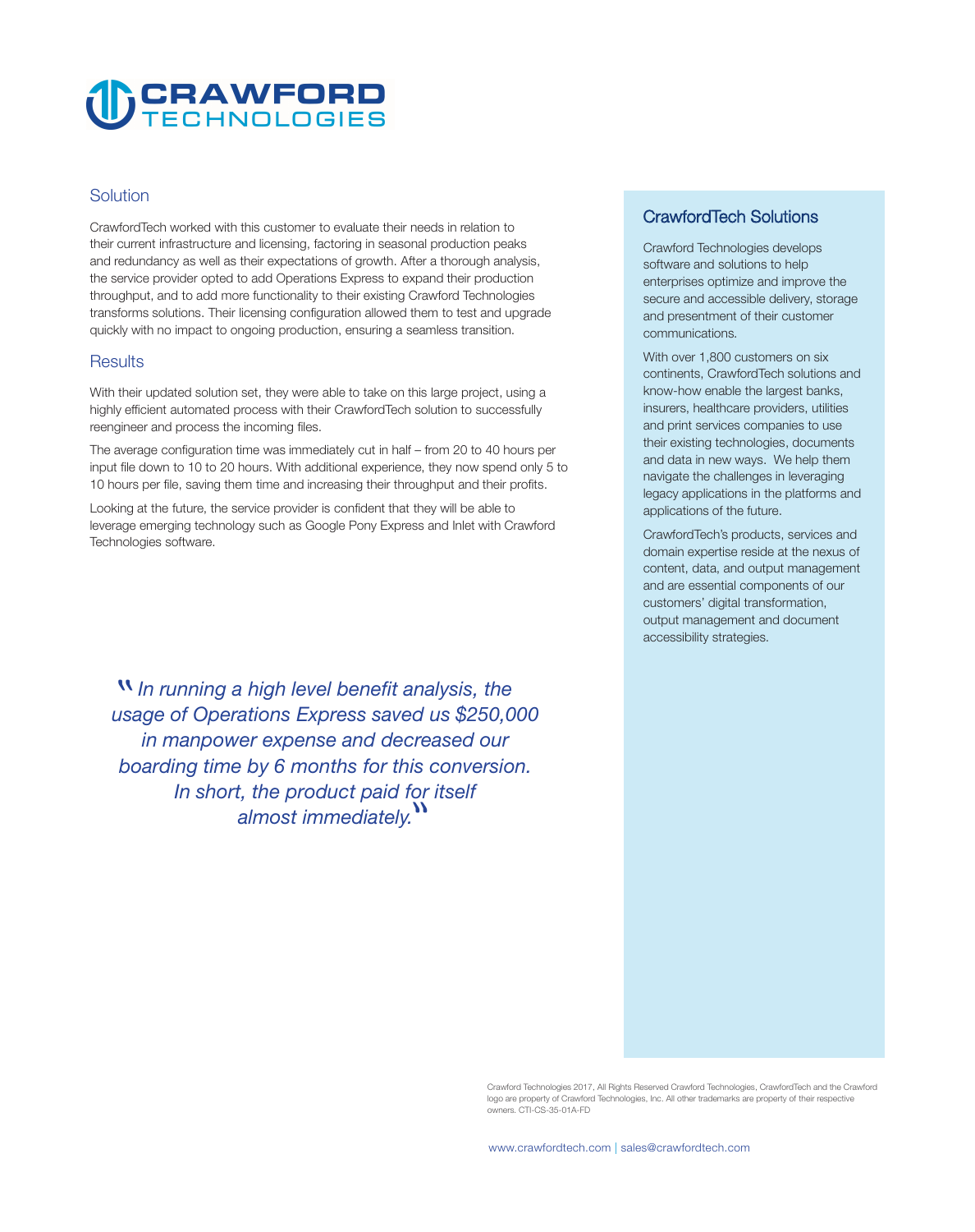# CRAWFORD TECHNOLOGIES

## Solution

CrawfordTech worked with this customer to evaluate their needs in relation to their current infrastructure and licensing, factoring in seasonal production peaks and redundancy as well as their expectations of growth. After a thorough analysis, the service provider opted to add Operations Express to expand their production throughput, and to add more functionality to their existing Crawford Technologies transforms solutions. Their licensing configuration allowed them to test and upgrade quickly with no impact to ongoing production, ensuring a seamless transition.

## Results

With their updated solution set, they were able to take on this large project, using a highly efficient automated process with their CrawfordTech solution to successfully reengineer and process the incoming files.

The average configuration time was immediately cut in half – from 20 to 40 hours per input file down to 10 to 20 hours. With additional experience, they now spend only 5 to 10 hours per file, saving them time and increasing their throughput and their profits.

Looking at the future, the service provider is confident that they will be able to leverage emerging technology such as Google Pony Express and Inlet with Crawford Technologies software.

> *"In running a high level benefit analysis, the usage of Operations Express saved us $250,000 in manpower expense and decreased our boarding time by 6 months for this conversion. In short, the product paid for itself almost immediately."*

## CrawfordTech Solutions

Crawford Technologies develops software and solutions to help enterprises optimize and improve the secure and accessible delivery, storage and presentment of their customer communications.

With over 1,800 customers on six continents, CrawfordTech solutions and know-how enable the largest banks, insurers, healthcare providers, utilities and print services companies to use their existing technologies, documents and data in new ways. We help them navigate the challenges in leveraging legacy applications in the platforms and applications of the future.

CrawfordTech's products, services and domain expertise reside at the nexus of content, data, and output management and are essential components of our customers' digital transformation, output management and document accessibility strategies.

Crawford Technologies 2017, All Rights Reserved Crawford Technologies, CrawfordTech and the Crawford logo are property of Crawford Technologies, Inc. All other trademarks are property of their respective owners. CTI-CS-35-01A-FD

www.crawfordtech.com | sales@crawfordtech.com